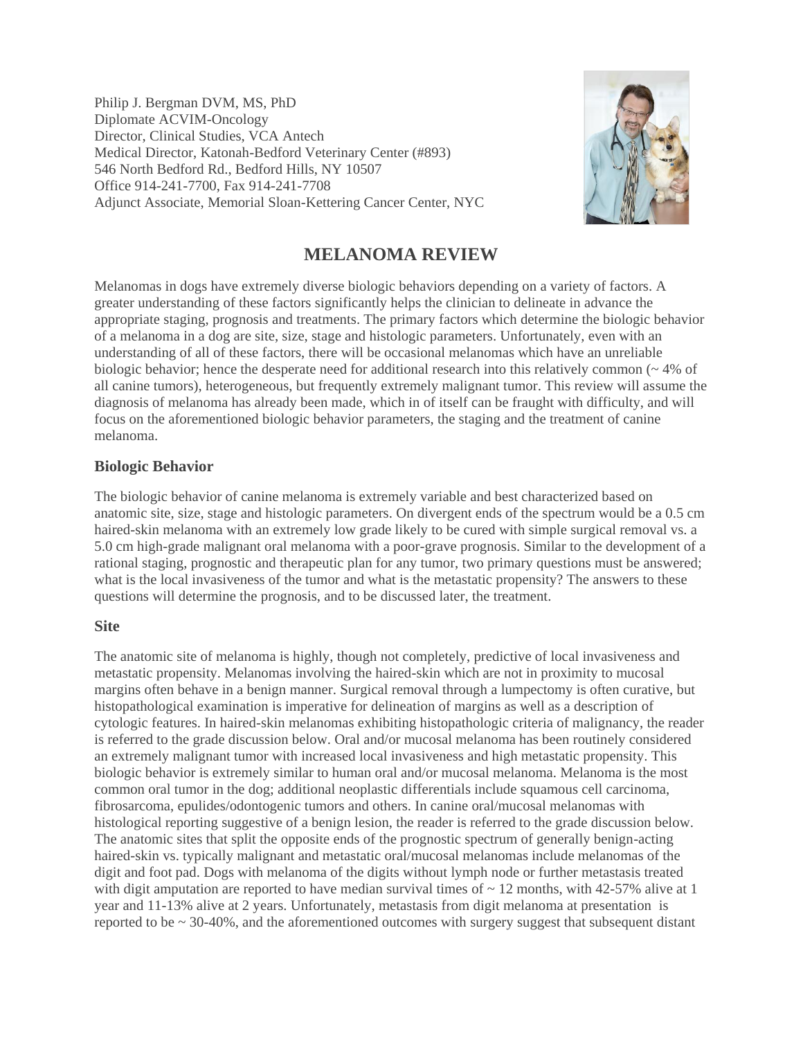Philip J. Bergman DVM, MS, PhD
Diplomate ACVIM-Oncology
Director, Clinical Studies, VCA Antech
Medical Director, Katonah-Bedford Veterinary Center (#893)
546 North Bedford Rd., Bedford Hills, NY 10507
Office 914-241-7700, Fax 914-241-7708
Adjunct Associate, Memorial Sloan-Kettering Cancer Center, NYC

# MELANOMA REVIEW

Melanomas in dogs have extremely diverse biologic behaviors depending on a variety of factors. A greater understanding of these factors significantly helps the clinician to delineate in advance the appropriate staging, prognosis and treatments. The primary factors which determine the biologic behavior of a melanoma in a dog are site, size, stage and histologic parameters. Unfortunately, even with an understanding of all of these factors, there will be occasional melanomas which have an unreliable biologic behavior; hence the desperate need for additional research into this relatively common (~ 4% of all canine tumors), heterogeneous, but frequently extremely malignant tumor. This review will assume the diagnosis of melanoma has already been made, which in of itself can be fraught with difficulty, and will focus on the aforementioned biologic behavior parameters, the staging and the treatment of canine melanoma.

## Biologic Behavior

The biologic behavior of canine melanoma is extremely variable and best characterized based on anatomic site, size, stage and histologic parameters. On divergent ends of the spectrum would be a 0.5 cm haired-skin melanoma with an extremely low grade likely to be cured with simple surgical removal vs. a 5.0 cm high-grade malignant oral melanoma with a poor-grave prognosis. Similar to the development of a rational staging, prognostic and therapeutic plan for any tumor, two primary questions must be answered; what is the local invasiveness of the tumor and what is the metastatic propensity? The answers to these questions will determine the prognosis, and to be discussed later, the treatment.

## Site

The anatomic site of melanoma is highly, though not completely, predictive of local invasiveness and metastatic propensity. Melanomas involving the haired-skin which are not in proximity to mucosal margins often behave in a benign manner. Surgical removal through a lumpectomy is often curative, but histopathological examination is imperative for delineation of margins as well as a description of cytologic features. In haired-skin melanomas exhibiting histopathologic criteria of malignancy, the reader is referred to the grade discussion below. Oral and/or mucosal melanoma has been routinely considered an extremely malignant tumor with increased local invasiveness and high metastatic propensity. This biologic behavior is extremely similar to human oral and/or mucosal melanoma. Melanoma is the most common oral tumor in the dog; additional neoplastic differentials include squamous cell carcinoma, fibrosarcoma, epulides/odontogenic tumors and others. In canine oral/mucosal melanomas with histological reporting suggestive of a benign lesion, the reader is referred to the grade discussion below. The anatomic sites that split the opposite ends of the prognostic spectrum of generally benign-acting haired-skin vs. typically malignant and metastatic oral/mucosal melanomas include melanomas of the digit and foot pad. Dogs with melanoma of the digits without lymph node or further metastasis treated with digit amputation are reported to have median survival times of ~ 12 months, with 42-57% alive at 1 year and 11-13% alive at 2 years. Unfortunately, metastasis from digit melanoma at presentation is reported to be ~ 30-40%, and the aforementioned outcomes with surgery suggest that subsequent distant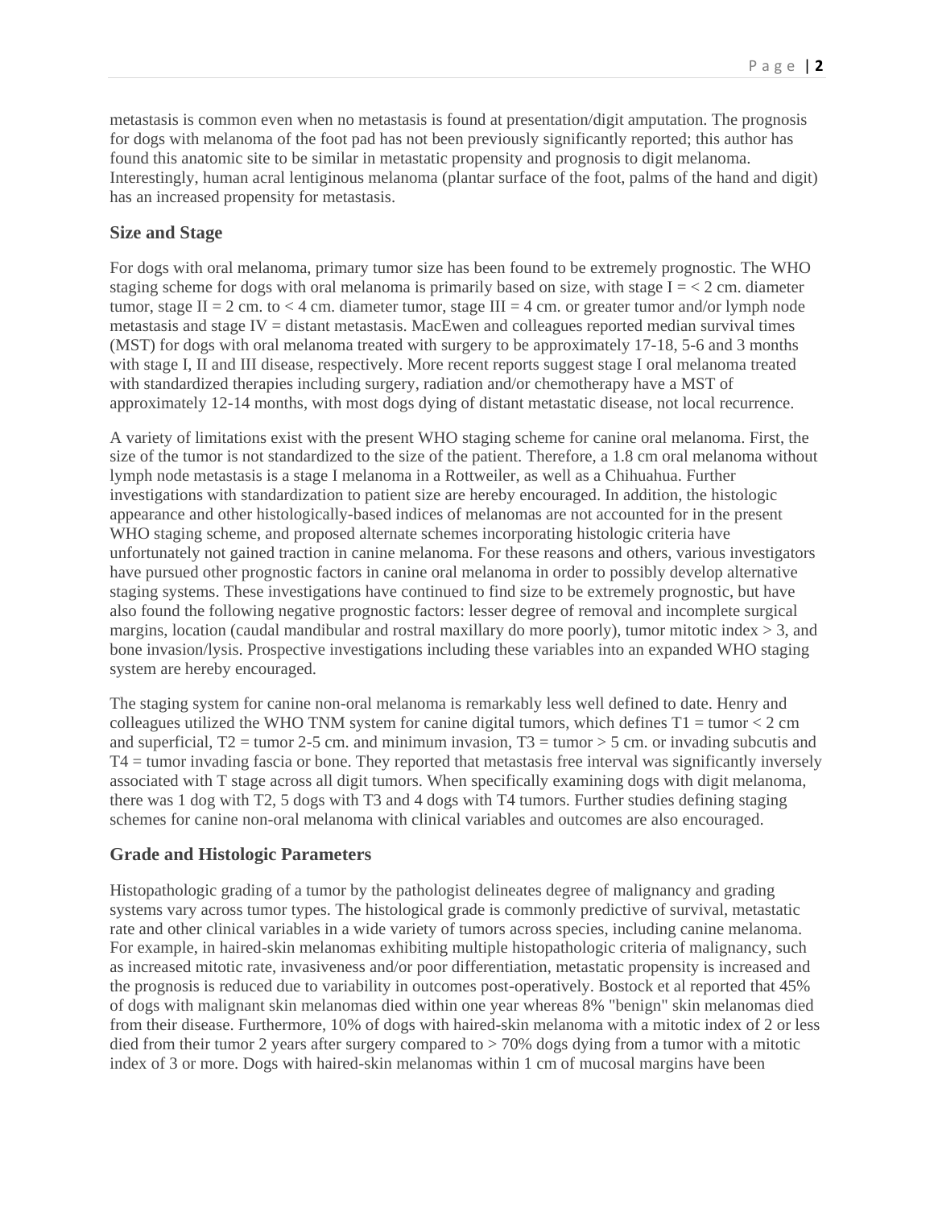metastasis is common even when no metastasis is found at presentation/digit amputation. The prognosis for dogs with melanoma of the foot pad has not been previously significantly reported; this author has found this anatomic site to be similar in metastatic propensity and prognosis to digit melanoma. Interestingly, human acral lentiginous melanoma (plantar surface of the foot, palms of the hand and digit) has an increased propensity for metastasis.

## Size and Stage

For dogs with oral melanoma, primary tumor size has been found to be extremely prognostic. The WHO staging scheme for dogs with oral melanoma is primarily based on size, with stage I = < 2 cm. diameter tumor, stage II = 2 cm. to < 4 cm. diameter tumor, stage III = 4 cm. or greater tumor and/or lymph node metastasis and stage IV = distant metastasis. MacEwen and colleagues reported median survival times (MST) for dogs with oral melanoma treated with surgery to be approximately 17-18, 5-6 and 3 months with stage I, II and III disease, respectively. More recent reports suggest stage I oral melanoma treated with standardized therapies including surgery, radiation and/or chemotherapy have a MST of approximately 12-14 months, with most dogs dying of distant metastatic disease, not local recurrence.

A variety of limitations exist with the present WHO staging scheme for canine oral melanoma. First, the size of the tumor is not standardized to the size of the patient. Therefore, a 1.8 cm oral melanoma without lymph node metastasis is a stage I melanoma in a Rottweiler, as well as a Chihuahua. Further investigations with standardization to patient size are hereby encouraged. In addition, the histologic appearance and other histologically-based indices of melanomas are not accounted for in the present WHO staging scheme, and proposed alternate schemes incorporating histologic criteria have unfortunately not gained traction in canine melanoma. For these reasons and others, various investigators have pursued other prognostic factors in canine oral melanoma in order to possibly develop alternative staging systems. These investigations have continued to find size to be extremely prognostic, but have also found the following negative prognostic factors: lesser degree of removal and incomplete surgical margins, location (caudal mandibular and rostral maxillary do more poorly), tumor mitotic index > 3, and bone invasion/lysis. Prospective investigations including these variables into an expanded WHO staging system are hereby encouraged.

The staging system for canine non-oral melanoma is remarkably less well defined to date. Henry and colleagues utilized the WHO TNM system for canine digital tumors, which defines T1 = tumor < 2 cm and superficial, T2 = tumor 2-5 cm. and minimum invasion, T3 = tumor > 5 cm. or invading subcutis and T4 = tumor invading fascia or bone. They reported that metastasis free interval was significantly inversely associated with T stage across all digit tumors. When specifically examining dogs with digit melanoma, there was 1 dog with T2, 5 dogs with T3 and 4 dogs with T4 tumors. Further studies defining staging schemes for canine non-oral melanoma with clinical variables and outcomes are also encouraged.

## Grade and Histologic Parameters

Histopathologic grading of a tumor by the pathologist delineates degree of malignancy and grading systems vary across tumor types. The histological grade is commonly predictive of survival, metastatic rate and other clinical variables in a wide variety of tumors across species, including canine melanoma. For example, in haired-skin melanomas exhibiting multiple histopathologic criteria of malignancy, such as increased mitotic rate, invasiveness and/or poor differentiation, metastatic propensity is increased and the prognosis is reduced due to variability in outcomes post-operatively. Bostock et al reported that 45% of dogs with malignant skin melanomas died within one year whereas 8% "benign" skin melanomas died from their disease. Furthermore, 10% of dogs with haired-skin melanoma with a mitotic index of 2 or less died from their tumor 2 years after surgery compared to > 70% dogs dying from a tumor with a mitotic index of 3 or more. Dogs with haired-skin melanomas within 1 cm of mucosal margins have been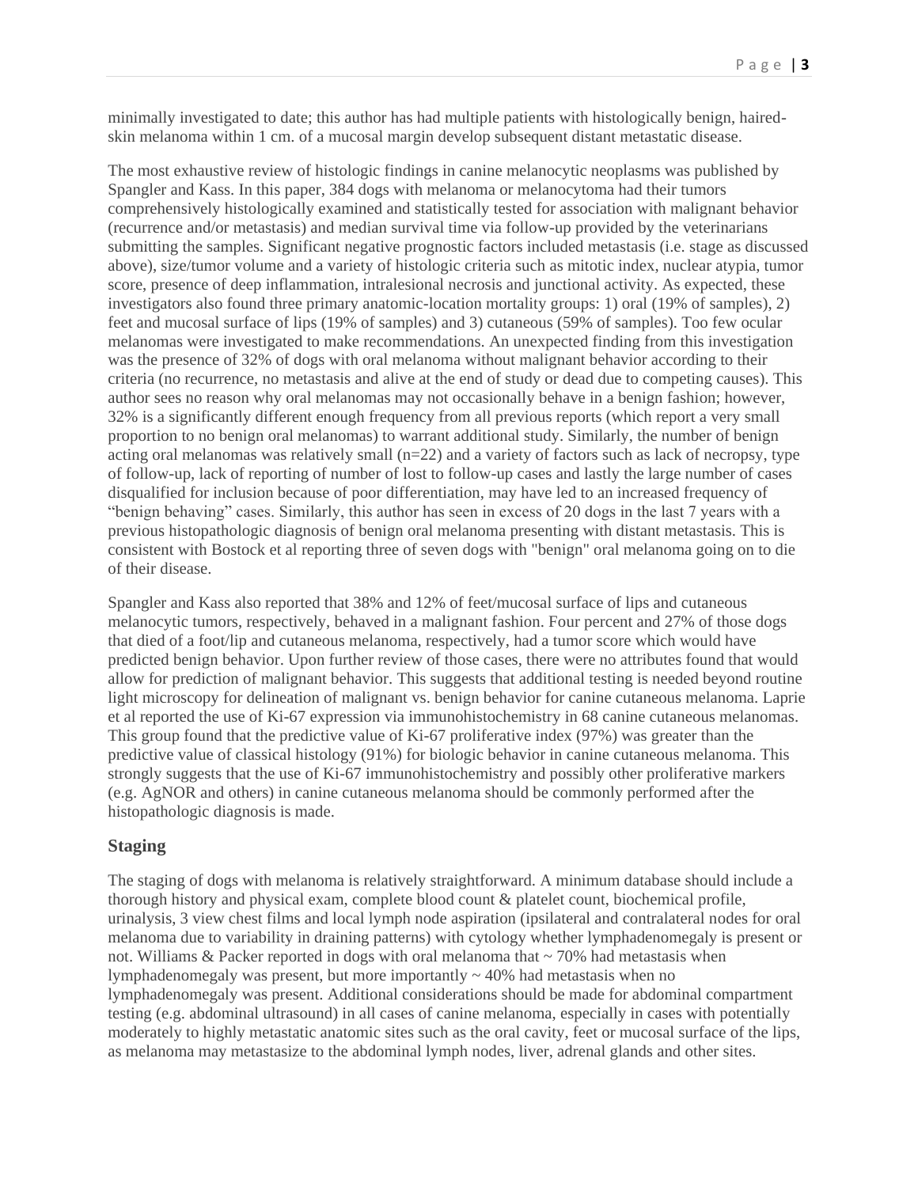minimally investigated to date; this author has had multiple patients with histologically benign, haired-skin melanoma within 1 cm. of a mucosal margin develop subsequent distant metastatic disease.

The most exhaustive review of histologic findings in canine melanocytic neoplasms was published by Spangler and Kass. In this paper, 384 dogs with melanoma or melanocytoma had their tumors comprehensively histologically examined and statistically tested for association with malignant behavior (recurrence and/or metastasis) and median survival time via follow-up provided by the veterinarians submitting the samples. Significant negative prognostic factors included metastasis (i.e. stage as discussed above), size/tumor volume and a variety of histologic criteria such as mitotic index, nuclear atypia, tumor score, presence of deep inflammation, intralesional necrosis and junctional activity. As expected, these investigators also found three primary anatomic-location mortality groups: 1) oral (19% of samples), 2) feet and mucosal surface of lips (19% of samples) and 3) cutaneous (59% of samples). Too few ocular melanomas were investigated to make recommendations. An unexpected finding from this investigation was the presence of 32% of dogs with oral melanoma without malignant behavior according to their criteria (no recurrence, no metastasis and alive at the end of study or dead due to competing causes). This author sees no reason why oral melanomas may not occasionally behave in a benign fashion; however, 32% is a significantly different enough frequency from all previous reports (which report a very small proportion to no benign oral melanomas) to warrant additional study. Similarly, the number of benign acting oral melanomas was relatively small (n=22) and a variety of factors such as lack of necropsy, type of follow-up, lack of reporting of number of lost to follow-up cases and lastly the large number of cases disqualified for inclusion because of poor differentiation, may have led to an increased frequency of "benign behaving" cases. Similarly, this author has seen in excess of 20 dogs in the last 7 years with a previous histopathologic diagnosis of benign oral melanoma presenting with distant metastasis. This is consistent with Bostock et al reporting three of seven dogs with "benign" oral melanoma going on to die of their disease.

Spangler and Kass also reported that 38% and 12% of feet/mucosal surface of lips and cutaneous melanocytic tumors, respectively, behaved in a malignant fashion. Four percent and 27% of those dogs that died of a foot/lip and cutaneous melanoma, respectively, had a tumor score which would have predicted benign behavior. Upon further review of those cases, there were no attributes found that would allow for prediction of malignant behavior. This suggests that additional testing is needed beyond routine light microscopy for delineation of malignant vs. benign behavior for canine cutaneous melanoma. Laprie et al reported the use of Ki-67 expression via immunohistochemistry in 68 canine cutaneous melanomas. This group found that the predictive value of Ki-67 proliferative index (97%) was greater than the predictive value of classical histology (91%) for biologic behavior in canine cutaneous melanoma. This strongly suggests that the use of Ki-67 immunohistochemistry and possibly other proliferative markers (e.g. AgNOR and others) in canine cutaneous melanoma should be commonly performed after the histopathologic diagnosis is made.

## Staging

The staging of dogs with melanoma is relatively straightforward. A minimum database should include a thorough history and physical exam, complete blood count & platelet count, biochemical profile, urinalysis, 3 view chest films and local lymph node aspiration (ipsilateral and contralateral nodes for oral melanoma due to variability in draining patterns) with cytology whether lymphadenomegaly is present or not. Williams & Packer reported in dogs with oral melanoma that ~ 70% had metastasis when lymphadenomegaly was present, but more importantly ~ 40% had metastasis when no lymphadenomegaly was present. Additional considerations should be made for abdominal compartment testing (e.g. abdominal ultrasound) in all cases of canine melanoma, especially in cases with potentially moderately to highly metastatic anatomic sites such as the oral cavity, feet or mucosal surface of the lips, as melanoma may metastasize to the abdominal lymph nodes, liver, adrenal glands and other sites.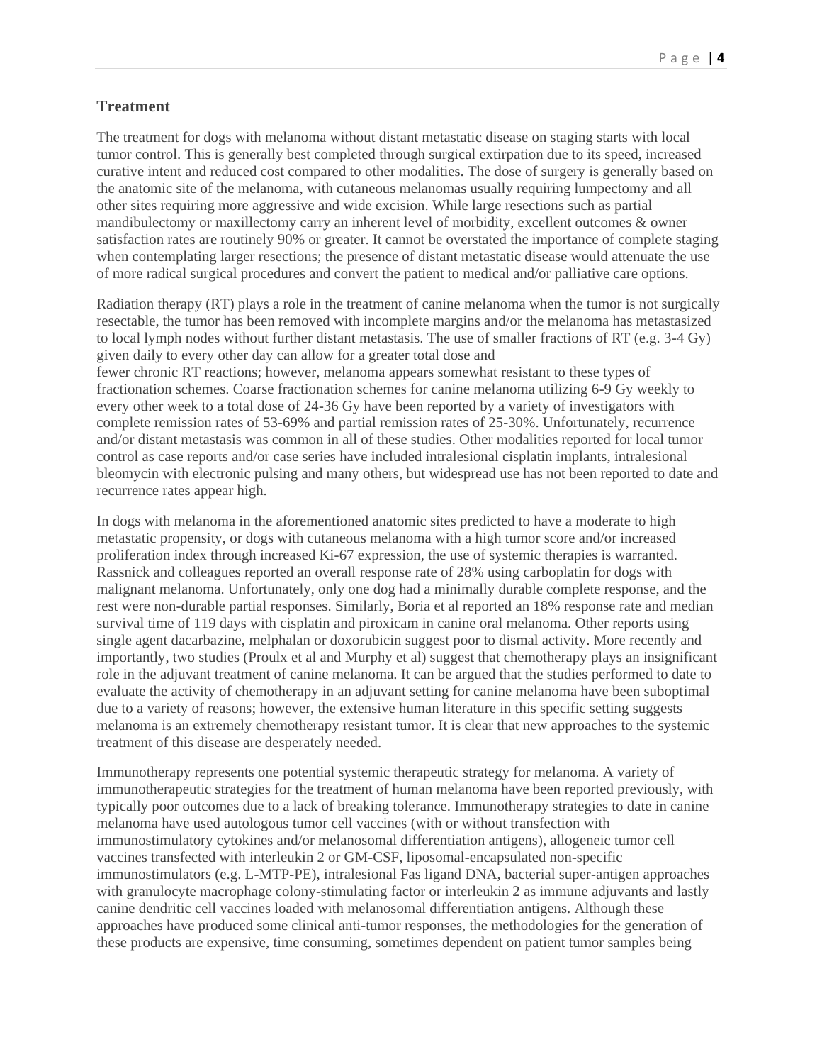## Treatment

The treatment for dogs with melanoma without distant metastatic disease on staging starts with local tumor control. This is generally best completed through surgical extirpation due to its speed, increased curative intent and reduced cost compared to other modalities. The dose of surgery is generally based on the anatomic site of the melanoma, with cutaneous melanomas usually requiring lumpectomy and all other sites requiring more aggressive and wide excision. While large resections such as partial mandibulectomy or maxillectomy carry an inherent level of morbidity, excellent outcomes & owner satisfaction rates are routinely 90% or greater. It cannot be overstated the importance of complete staging when contemplating larger resections; the presence of distant metastatic disease would attenuate the use of more radical surgical procedures and convert the patient to medical and/or palliative care options.

Radiation therapy (RT) plays a role in the treatment of canine melanoma when the tumor is not surgically resectable, the tumor has been removed with incomplete margins and/or the melanoma has metastasized to local lymph nodes without further distant metastasis. The use of smaller fractions of RT (e.g. 3-4 Gy) given daily to every other day can allow for a greater total dose and fewer chronic RT reactions; however, melanoma appears somewhat resistant to these types of fractionation schemes. Coarse fractionation schemes for canine melanoma utilizing 6-9 Gy weekly to every other week to a total dose of 24-36 Gy have been reported by a variety of investigators with complete remission rates of 53-69% and partial remission rates of 25-30%. Unfortunately, recurrence and/or distant metastasis was common in all of these studies. Other modalities reported for local tumor control as case reports and/or case series have included intralesional cisplatin implants, intralesional bleomycin with electronic pulsing and many others, but widespread use has not been reported to date and recurrence rates appear high.

In dogs with melanoma in the aforementioned anatomic sites predicted to have a moderate to high metastatic propensity, or dogs with cutaneous melanoma with a high tumor score and/or increased proliferation index through increased Ki-67 expression, the use of systemic therapies is warranted. Rassnick and colleagues reported an overall response rate of 28% using carboplatin for dogs with malignant melanoma. Unfortunately, only one dog had a minimally durable complete response, and the rest were non-durable partial responses. Similarly, Boria et al reported an 18% response rate and median survival time of 119 days with cisplatin and piroxicam in canine oral melanoma. Other reports using single agent dacarbazine, melphalan or doxorubicin suggest poor to dismal activity. More recently and importantly, two studies (Proulx et al and Murphy et al) suggest that chemotherapy plays an insignificant role in the adjuvant treatment of canine melanoma. It can be argued that the studies performed to date to evaluate the activity of chemotherapy in an adjuvant setting for canine melanoma have been suboptimal due to a variety of reasons; however, the extensive human literature in this specific setting suggests melanoma is an extremely chemotherapy resistant tumor. It is clear that new approaches to the systemic treatment of this disease are desperately needed.

Immunotherapy represents one potential systemic therapeutic strategy for melanoma. A variety of immunotherapeutic strategies for the treatment of human melanoma have been reported previously, with typically poor outcomes due to a lack of breaking tolerance. Immunotherapy strategies to date in canine melanoma have used autologous tumor cell vaccines (with or without transfection with immunostimulatory cytokines and/or melanosomal differentiation antigens), allogeneic tumor cell vaccines transfected with interleukin 2 or GM-CSF, liposomal-encapsulated non-specific immunostimulators (e.g. L-MTP-PE), intralesional Fas ligand DNA, bacterial super-antigen approaches with granulocyte macrophage colony-stimulating factor or interleukin 2 as immune adjuvants and lastly canine dendritic cell vaccines loaded with melanosomal differentiation antigens. Although these approaches have produced some clinical anti-tumor responses, the methodologies for the generation of these products are expensive, time consuming, sometimes dependent on patient tumor samples being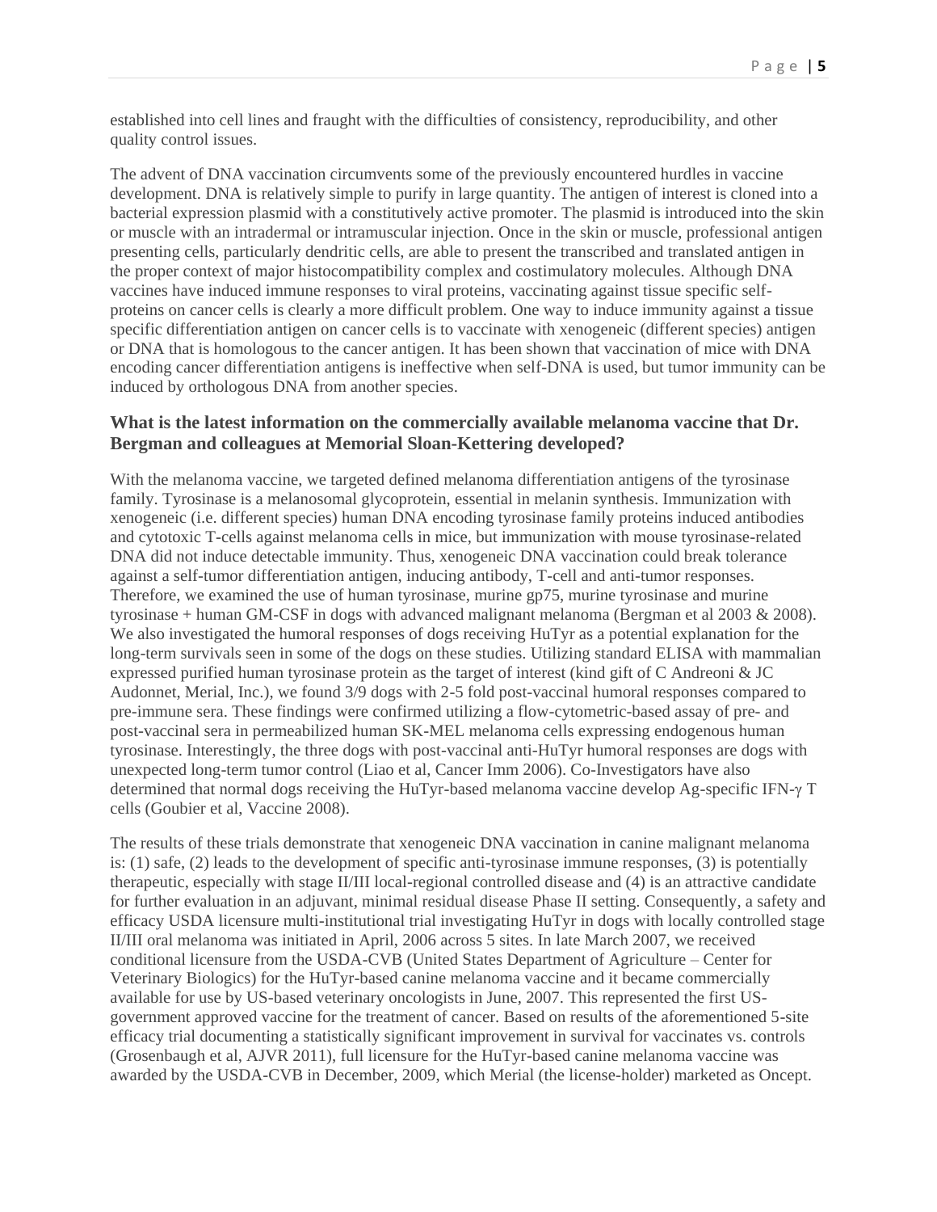established into cell lines and fraught with the difficulties of consistency, reproducibility, and other quality control issues.

The advent of DNA vaccination circumvents some of the previously encountered hurdles in vaccine development. DNA is relatively simple to purify in large quantity. The antigen of interest is cloned into a bacterial expression plasmid with a constitutively active promoter. The plasmid is introduced into the skin or muscle with an intradermal or intramuscular injection. Once in the skin or muscle, professional antigen presenting cells, particularly dendritic cells, are able to present the transcribed and translated antigen in the proper context of major histocompatibility complex and costimulatory molecules. Although DNA vaccines have induced immune responses to viral proteins, vaccinating against tissue specific self-proteins on cancer cells is clearly a more difficult problem. One way to induce immunity against a tissue specific differentiation antigen on cancer cells is to vaccinate with xenogeneic (different species) antigen or DNA that is homologous to the cancer antigen. It has been shown that vaccination of mice with DNA encoding cancer differentiation antigens is ineffective when self-DNA is used, but tumor immunity can be induced by orthologous DNA from another species.

### What is the latest information on the commercially available melanoma vaccine that Dr. Bergman and colleagues at Memorial Sloan-Kettering developed?

With the melanoma vaccine, we targeted defined melanoma differentiation antigens of the tyrosinase family. Tyrosinase is a melanosomal glycoprotein, essential in melanin synthesis. Immunization with xenogeneic (i.e. different species) human DNA encoding tyrosinase family proteins induced antibodies and cytotoxic T-cells against melanoma cells in mice, but immunization with mouse tyrosinase-related DNA did not induce detectable immunity. Thus, xenogeneic DNA vaccination could break tolerance against a self-tumor differentiation antigen, inducing antibody, T-cell and anti-tumor responses. Therefore, we examined the use of human tyrosinase, murine gp75, murine tyrosinase and murine tyrosinase + human GM-CSF in dogs with advanced malignant melanoma (Bergman et al 2003 & 2008). We also investigated the humoral responses of dogs receiving HuTyr as a potential explanation for the long-term survivals seen in some of the dogs on these studies. Utilizing standard ELISA with mammalian expressed purified human tyrosinase protein as the target of interest (kind gift of C Andreoni & JC Audonnet, Merial, Inc.), we found 3/9 dogs with 2-5 fold post-vaccinal humoral responses compared to pre-immune sera. These findings were confirmed utilizing a flow-cytometric-based assay of pre- and post-vaccinal sera in permeabilized human SK-MEL melanoma cells expressing endogenous human tyrosinase. Interestingly, the three dogs with post-vaccinal anti-HuTyr humoral responses are dogs with unexpected long-term tumor control (Liao et al, Cancer Imm 2006). Co-Investigators have also determined that normal dogs receiving the HuTyr-based melanoma vaccine develop Ag-specific IFN-$\gamma$ T cells (Goubier et al, Vaccine 2008).

The results of these trials demonstrate that xenogeneic DNA vaccination in canine malignant melanoma is: (1) safe, (2) leads to the development of specific anti-tyrosinase immune responses, (3) is potentially therapeutic, especially with stage II/III local-regional controlled disease and (4) is an attractive candidate for further evaluation in an adjuvant, minimal residual disease Phase II setting. Consequently, a safety and efficacy USDA licensure multi-institutional trial investigating HuTyr in dogs with locally controlled stage II/III oral melanoma was initiated in April, 2006 across 5 sites. In late March 2007, we received conditional licensure from the USDA-CVB (United States Department of Agriculture – Center for Veterinary Biologics) for the HuTyr-based canine melanoma vaccine and it became commercially available for use by US-based veterinary oncologists in June, 2007. This represented the first US-government approved vaccine for the treatment of cancer. Based on results of the aforementioned 5-site efficacy trial documenting a statistically significant improvement in survival for vaccinates vs. controls (Grosenbaugh et al, AJVR 2011), full licensure for the HuTyr-based canine melanoma vaccine was awarded by the USDA-CVB in December, 2009, which Merial (the license-holder) marketed as Oncept.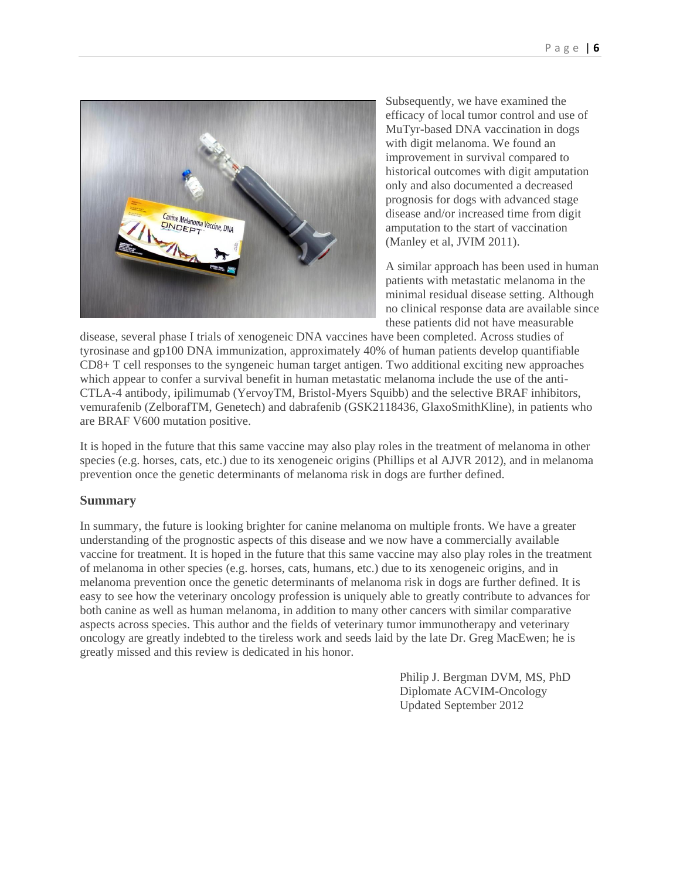Subsequently, we have examined the efficacy of local tumor control and use of MuTyr-based DNA vaccination in dogs with digit melanoma. We found an improvement in survival compared to historical outcomes with digit amputation only and also documented a decreased prognosis for dogs with advanced stage disease and/or increased time from digit amputation to the start of vaccination (Manley et al, JVIM 2011).

A similar approach has been used in human patients with metastatic melanoma in the minimal residual disease setting. Although no clinical response data are available since these patients did not have measurable disease, several phase I trials of xenogeneic DNA vaccines have been completed. Across studies of tyrosinase and gp100 DNA immunization, approximately 40% of human patients develop quantifiable CD8+ T cell responses to the syngeneic human target antigen. Two additional exciting new approaches which appear to confer a survival benefit in human metastatic melanoma include the use of the anti-CTLA-4 antibody, ipilimumab (YervoyTM, Bristol-Myers Squibb) and the selective BRAF inhibitors, vemurafenib (ZelborafTM, Genetech) and dabrafenib (GSK2118436, GlaxoSmithKline), in patients who are BRAF V600 mutation positive.

It is hoped in the future that this same vaccine may also play roles in the treatment of melanoma in other species (e.g. horses, cats, etc.) due to its xenogeneic origins (Phillips et al AJVR 2012), and in melanoma prevention once the genetic determinants of melanoma risk in dogs are further defined.

## Summary

In summary, the future is looking brighter for canine melanoma on multiple fronts. We have a greater understanding of the prognostic aspects of this disease and we now have a commercially available vaccine for treatment. It is hoped in the future that this same vaccine may also play roles in the treatment of melanoma in other species (e.g. horses, cats, humans, etc.) due to its xenogeneic origins, and in melanoma prevention once the genetic determinants of melanoma risk in dogs are further defined. It is easy to see how the veterinary oncology profession is uniquely able to greatly contribute to advances for both canine as well as human melanoma, in addition to many other cancers with similar comparative aspects across species. This author and the fields of veterinary tumor immunotherapy and veterinary oncology are greatly indebted to the tireless work and seeds laid by the late Dr. Greg MacEwen; he is greatly missed and this review is dedicated in his honor.

Philip J. Bergman DVM, MS, PhD
Diplomate ACVIM-Oncology
Updated September 2012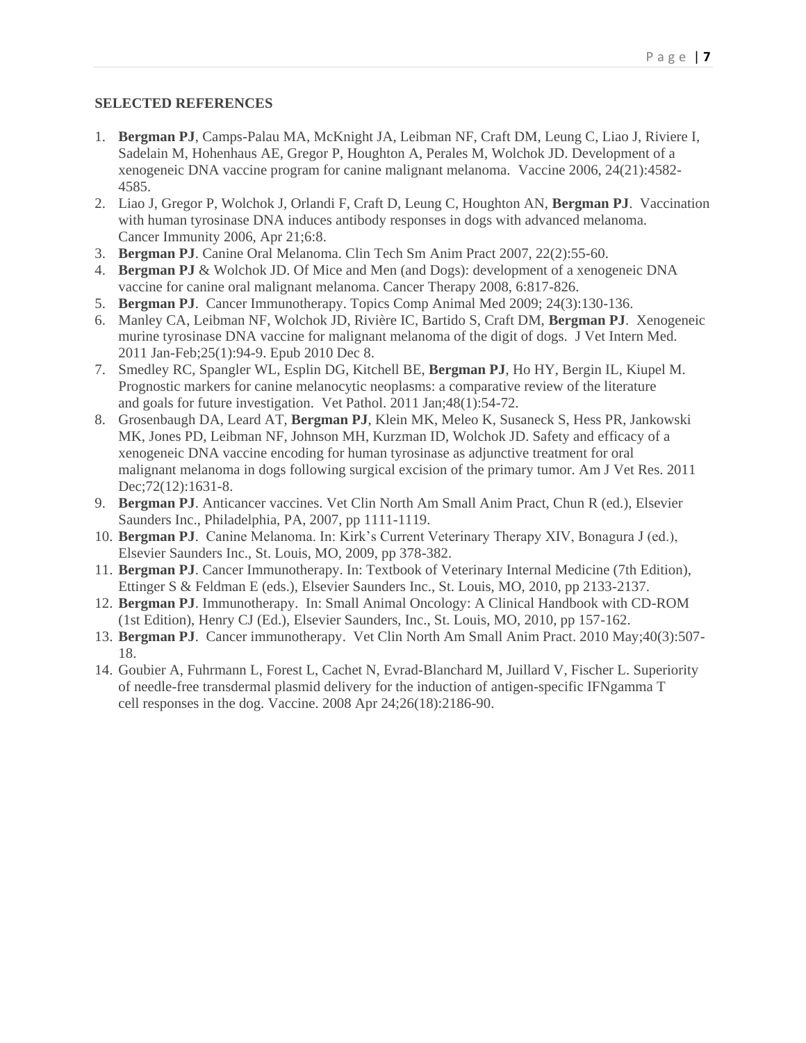## SELECTED REFERENCES

1. **Bergman PJ**, Camps-Palau MA, McKnight JA, Leibman NF, Craft DM, Leung C, Liao J, Riviere I, Sadelain M, Hohenhaus AE, Gregor P, Houghton A, Perales M, Wolchok JD. Development of a xenogeneic DNA vaccine program for canine malignant melanoma. Vaccine 2006, 24(21):4582-4585.
2. Liao J, Gregor P, Wolchok J, Orlandi F, Craft D, Leung C, Houghton AN, **Bergman PJ**. Vaccination with human tyrosinase DNA induces antibody responses in dogs with advanced melanoma. Cancer Immunity 2006, Apr 21;6:8.
3. **Bergman PJ**. Canine Oral Melanoma. Clin Tech Sm Anim Pract 2007, 22(2):55-60.
4. **Bergman PJ** & Wolchok JD. Of Mice and Men (and Dogs): development of a xenogeneic DNA vaccine for canine oral malignant melanoma. Cancer Therapy 2008, 6:817-826.
5. **Bergman PJ**. Cancer Immunotherapy. Topics Comp Animal Med 2009; 24(3):130-136.
6. Manley CA, Leibman NF, Wolchok JD, Rivière IC, Bartido S, Craft DM, **Bergman PJ**. Xenogeneic murine tyrosinase DNA vaccine for malignant melanoma of the digit of dogs. J Vet Intern Med. 2011 Jan-Feb;25(1):94-9. Epub 2010 Dec 8.
7. Smedley RC, Spangler WL, Esplin DG, Kitchell BE, **Bergman PJ**, Ho HY, Bergin IL, Kiupel M. Prognostic markers for canine melanocytic neoplasms: a comparative review of the literature and goals for future investigation. Vet Pathol. 2011 Jan;48(1):54-72.
8. Grosenbaugh DA, Leard AT, **Bergman PJ**, Klein MK, Meleo K, Susaneck S, Hess PR, Jankowski MK, Jones PD, Leibman NF, Johnson MH, Kurzman ID, Wolchok JD. Safety and efficacy of a xenogeneic DNA vaccine encoding for human tyrosinase as adjunctive treatment for oral malignant melanoma in dogs following surgical excision of the primary tumor. Am J Vet Res. 2011 Dec;72(12):1631-8.
9. **Bergman PJ**. Anticancer vaccines. Vet Clin North Am Small Anim Pract, Chun R (ed.), Elsevier Saunders Inc., Philadelphia, PA, 2007, pp 1111-1119.
10. **Bergman PJ**. Canine Melanoma. In: Kirk's Current Veterinary Therapy XIV, Bonagura J (ed.), Elsevier Saunders Inc., St. Louis, MO, 2009, pp 378-382.
11. **Bergman PJ**. Cancer Immunotherapy. In: Textbook of Veterinary Internal Medicine (7th Edition), Ettinger S & Feldman E (eds.), Elsevier Saunders Inc., St. Louis, MO, 2010, pp 2133-2137.
12. **Bergman PJ**. Immunotherapy. In: Small Animal Oncology: A Clinical Handbook with CD-ROM (1st Edition), Henry CJ (Ed.), Elsevier Saunders, Inc., St. Louis, MO, 2010, pp 157-162.
13. **Bergman PJ**. Cancer immunotherapy. Vet Clin North Am Small Anim Pract. 2010 May;40(3):507-18.
14. Goubier A, Fuhrmann L, Forest L, Cachet N, Evrad-Blanchard M, Juillard V, Fischer L. Superiority of needle-free transdermal plasmid delivery for the induction of antigen-specific IFNgamma T cell responses in the dog. Vaccine. 2008 Apr 24;26(18):2186-90.